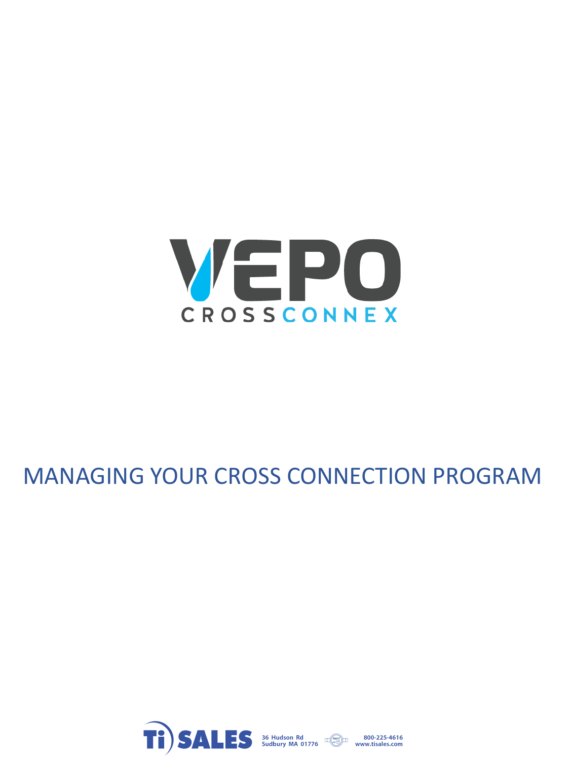# VEPO

CROSSCONNEX

## MANAGING YOUR CROSS CONNECTION PROGRAM

Ti SALES 36 Hudson Rd Sudbury MA 01776 800-225-4616 www.tisales.com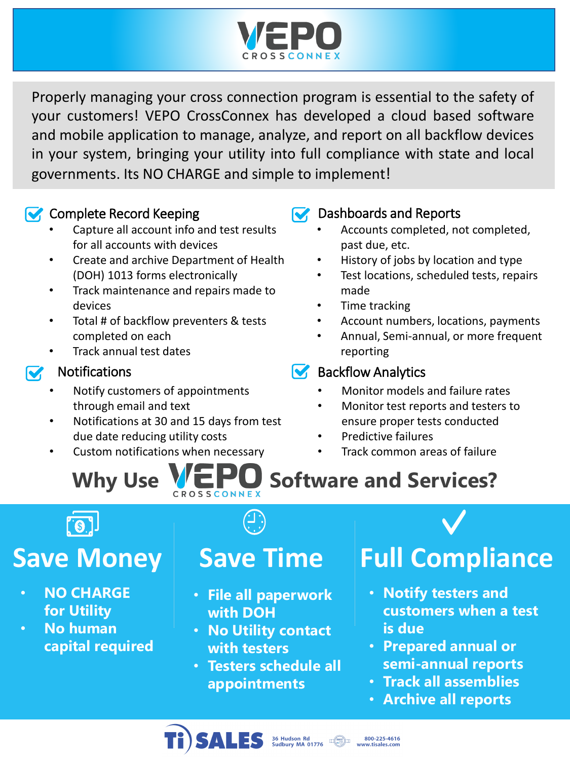# VEPO CROSSCONNEX

Properly managing your cross connection program is essential to the safety of your customers! VEPO CrossConnex has developed a cloud based software and mobile application to manage, analyze, and report on all backflow devices in your system, bringing your utility into full compliance with state and local governments. Its NO CHARGE and simple to implement!

## Complete Record Keeping

- Capture all account info and test results for all accounts with devices
- Create and archive Department of Health (DOH) 1013 forms electronically
- Track maintenance and repairs made to devices
- Total # of backflow preventers & tests completed on each
- Track annual test dates

## Notifications

- Notify customers of appointments through email and text
- Notifications at 30 and 15 days from test due date reducing utility costs
- Custom notifications when necessary

## Dashboards and Reports

- Accounts completed, not completed, past due, etc.
- History of jobs by location and type
- Test locations, scheduled tests, repairs made
- Time tracking
- Account numbers, locations, payments
- Annual, Semi-annual, or more frequent reporting

## Backflow Analytics

- Monitor models and failure rates
- Monitor test reports and testers to ensure proper tests conducted
- Predictive failures
- Track common areas of failure

# Why Use VEPO CROSSCONNEX Software and Services?

## Save Money

- **NO CHARGE for Utility**
- **No human capital required**

## Save Time

- **File all paperwork with DOH**
- **No Utility contact with testers**
- **Testers schedule all appointments**

## Full Compliance

- **Notify testers and customers when a test is due**
- **Prepared annual or semi-annual reports**
- **Track all assemblies**
- **Archive all reports**

Ti SALES 36 Hudson Rd Sudbury MA 01776 800-225-4616 www.tisales.com